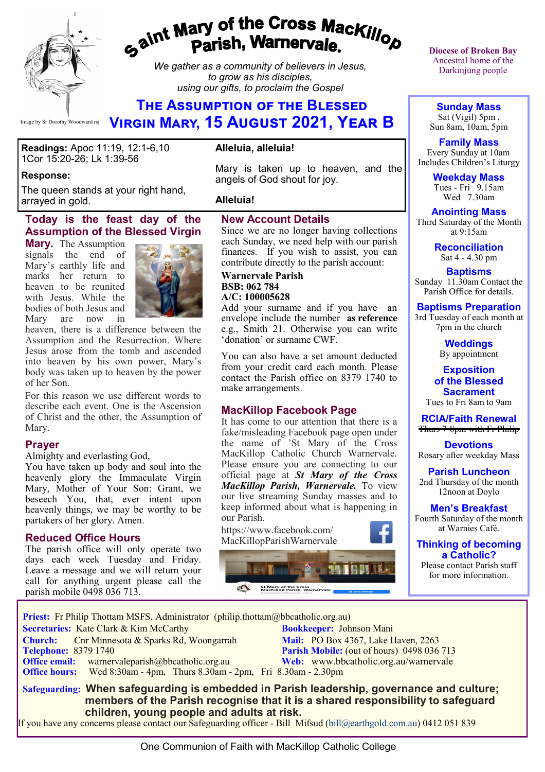# Saint Mary of the Cross MacKillop Parish, Warnervale.

Image by Sr Dorothy Woodward rsj

*We gather as a community of believers in Jesus, to grow as his disciples, using our gifts, to proclaim the Gospel*

Diocese of Broken Bay
Ancestral home of the Darkinjung people

## The Assumption of the Blessed Virgin Mary, 15 August 2021, Year B

**Readings:** Apoc 11:19, 12:1-6,10 1Cor 15:20-26; Lk 1:39-56

**Response:**

The queen stands at your right hand, arrayed in gold.

**Alleluia, alleluia!**

Mary is taken up to heaven, and the angels of God shout for joy.

**Alleluia!**

### Today is the feast day of the Assumption of the Blessed Virgin Mary.

The Assumption signals the end of Mary's earthly life and marks her return to heaven to be reunited with Jesus. While the bodies of both Jesus and Mary are now in heaven, there is a difference between the Assumption and the Resurrection. Where Jesus arose from the tomb and ascended into heaven by his own power, Mary's body was taken up to heaven by the power of her Son.

For this reason we use different words to describe each event. One is the Ascension of Christ and the other, the Assumption of Mary.

### Prayer

Almighty and everlasting God,
You have taken up body and soul into the heavenly glory the Immaculate Virgin Mary, Mother of Your Son: Grant, we beseech You, that, ever intent upon heavenly things, we may be worthy to be partakers of her glory. Amen.

### Reduced Office Hours

The parish office will only operate two days each week Tuesday and Friday. Leave a message and we will return your call for anything urgent please call the parish mobile 0498 036 713.

### New Account Details

Since we are no longer having collections each Sunday, we need help with our parish finances. If you wish to assist, you can contribute directly to the parish account:

**Warnervale Parish**
**BSB: 062 784**
**A/C: 100005628**

Add your surname and if you have an envelope include the number **as reference** e.g., Smith 21. Otherwise you can write 'donation' or surname CWF.

You can also have a set amount deducted from your credit card each month. Please contact the Parish office on 8379 1740 to make arrangements.

### MacKillop Facebook Page

It has come to our attention that there is a fake/misleading Facebook page open under the name of 'St Mary of the Cross MacKillop Catholic Church Warnervale. Please ensure you are connecting to our official page at ***St Mary of the Cross MacKillop Parish, Warnervale.*** To view our live streaming Sunday masses and to keep informed about what is happening in our Parish.

https://www.facebook.com/MacKillopParishWarnervale

**Sunday Mass**
Sat (Vigil) 5pm ,
Sun 8am, 10am, 5pm

**Family Mass**
Every Sunday at 10am
Includes Children's Liturgy

**Weekday Mass**
Tues - Fri 9.15am
Wed 7.30am

**Anointing Mass**
Third Saturday of the Month at 9:15am

**Reconciliation**
Sat 4 - 4.30 pm

**Baptisms**
Sunday 11.30am Contact the Parish Office for details.

**Baptisms Preparation**
3rd Tuesday of each month at 7pm in the church

**Weddings**
By appointment

**Exposition of the Blessed Sacrament**
Tues to Fri 8am to 9am

**RCIA/Faith Renewal**
~~Thurs 7-8pm with Fr Philip~~

**Devotions**
Rosary after weekday Mass

**Parish Luncheon**
2nd Thursday of the month 12noon at Doylo

**Men's Breakfast**
Fourth Saturday of the month at Warnies Café.

**Thinking of becoming a Catholic?**
Please contact Parish staff for more information.

**Priest:** Fr Philip Thottam MSFS, Administrator (philip.thottam@bbcatholic.org.au)
**Secretaries:** Kate Clark & Kim McCarthy
**Bookkeeper:** Johnson Mani
**Church:** Cnr Minnesota & Sparks Rd, Woongarrah
**Mail:** PO Box 4367, Lake Haven, 2263
**Telephone:** 8379 1740
**Parish Mobile:** (out of hours) 0498 036 713
**Office email:** warnervaleparish@bbcatholic.org.au
**Web:** www.bbcatholic.org.au/warnervale
**Office hours:** Wed 8:30am - 4pm, Thurs 8.30am - 2pm, Fri 8.30am - 2.30pm

**Safeguarding: When safeguarding is embedded in Parish leadership, governance and culture; members of the Parish recognise that it is a shared responsibility to safeguard children, young people and adults at risk.**
If you have any concerns please contact our Safeguarding officer - Bill Mifsud (bill@earthgold.com.au) 0412 051 839

One Communion of Faith with MacKillop Catholic College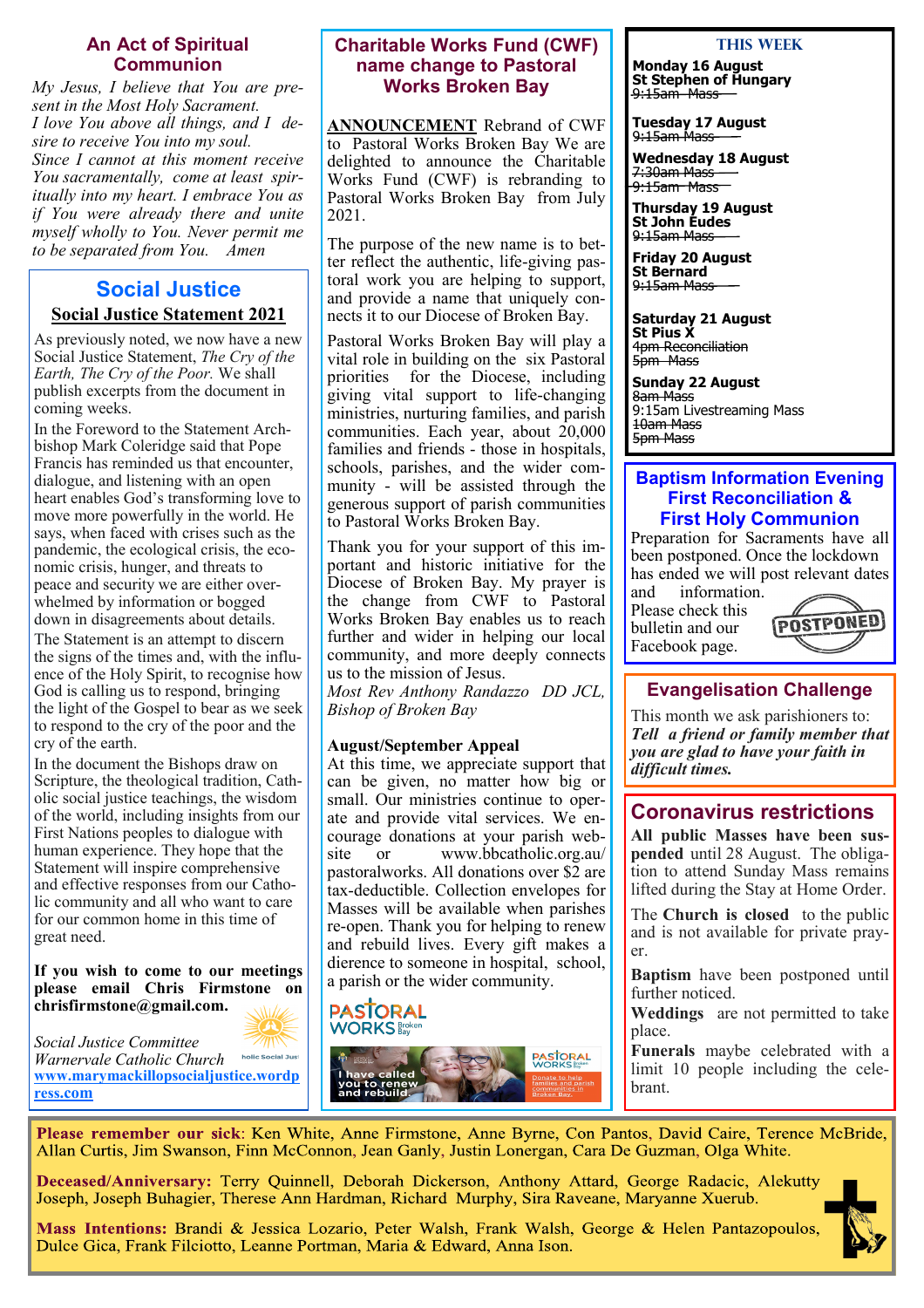## An Act of Spiritual Communion

*My Jesus, I believe that You are present in the Most Holy Sacrament. I love You above all things, and I desire to receive You into my soul. Since I cannot at this moment receive You sacramentally, come at least spiritually into my heart. I embrace You as if You were already there and unite myself wholly to You. Never permit me to be separated from You. Amen*

## Social Justice

### Social Justice Statement 2021

As previously noted, we now have a new Social Justice Statement, *The Cry of the Earth, The Cry of the Poor.* We shall publish excerpts from the document in coming weeks.

In the Foreword to the Statement Archbishop Mark Coleridge said that Pope Francis has reminded us that encounter, dialogue, and listening with an open heart enables God's transforming love to move more powerfully in the world. He says, when faced with crises such as the pandemic, the ecological crisis, the economic crisis, hunger, and threats to peace and security we are either overwhelmed by information or bogged down in disagreements about details.

The Statement is an attempt to discern the signs of the times and, with the influence of the Holy Spirit, to recognise how God is calling us to respond, bringing the light of the Gospel to bear as we seek to respond to the cry of the poor and the cry of the earth.

In the document the Bishops draw on Scripture, the theological tradition, Catholic social justice teachings, the wisdom of the world, including insights from our First Nations peoples to dialogue with human experience. They hope that the Statement will inspire comprehensive and effective responses from our Catholic community and all who want to care for our common home in this time of great need.

**If you wish to come to our meetings please email Chris Firmstone on chrisfirmstone@gmail.com.**

*Social Justice Committee*
*Warnervale Catholic Church*
**www.marymackillopsocialjustice.wordpress.com**

## Charitable Works Fund (CWF) name change to Pastoral Works Broken Bay

**ANNOUNCEMENT** Rebrand of CWF to Pastoral Works Broken Bay We are delighted to announce the Charitable Works Fund (CWF) is rebranding to Pastoral Works Broken Bay from July 2021.

The purpose of the new name is to better reflect the authentic, life-giving pastoral work you are helping to support, and provide a name that uniquely connects it to our Diocese of Broken Bay.

Pastoral Works Broken Bay will play a vital role in building on the six Pastoral priorities for the Diocese, including giving vital support to life-changing ministries, nurturing families, and parish communities. Each year, about 20,000 families and friends - those in hospitals, schools, parishes, and the wider community - will be assisted through the generous support of parish communities to Pastoral Works Broken Bay.

Thank you for your support of this important and historic initiative for the Diocese of Broken Bay. My prayer is the change from CWF to Pastoral Works Broken Bay enables us to reach further and wider in helping our local community, and more deeply connects us to the mission of Jesus.

*Most Rev Anthony Randazzo DD JCL, Bishop of Broken Bay*

**August/September Appeal**

At this time, we appreciate support that can be given, no matter how big or small. Our ministries continue to operate and provide vital services. We encourage donations at your parish website or www.bbcatholic.org.au/pastoralworks. All donations over $2 are tax-deductible. Collection envelopes for Masses will be available when parishes re-open. Thank you for helping to renew and rebuild lives. Every gift makes a dierence to someone in hospital, school, a parish or the wider community.

PASTORAL WORKS Broken Bay

I have called you to renew and rebuild.

## THIS WEEK

**Monday 16 August**
**St Stephen of Hungary**
~~9:15am Mass~~

**Tuesday 17 August**
~~9:15am Mass~~

**Wednesday 18 August**
~~7:30am Mass~~
~~9:15am Mass~~

**Thursday 19 August**
**St John Eudes**
~~9:15am Mass~~

**Friday 20 August**
**St Bernard**
~~9:15am Mass~~

**Saturday 21 August**
**St Pius X**
~~4pm Reconciliation~~
~~5pm Mass~~

**Sunday 22 August**
~~8am Mass~~
9:15am Livestreaming Mass
~~10am Mass~~
~~5pm Mass~~

## Baptism Information Evening First Reconciliation & First Holy Communion

Preparation for Sacraments have all been postponed. Once the lockdown has ended we will post relevant dates and information.

Please check this bulletin and our Facebook page.

POSTPONED

## Evangelisation Challenge

This month we ask parishioners to:
***Tell a friend or family member that you are glad to have your faith in difficult times.***

## Coronavirus restrictions

**All public Masses have been suspended** until 28 August. The obligation to attend Sunday Mass remains lifted during the Stay at Home Order.

The **Church is closed** to the public and is not available for private prayer.

**Baptism** have been postponed until further noticed.

**Weddings** are not permitted to take place.

**Funerals** maybe celebrated with a limit 10 people including the celebrant.

**Please remember our sick**: Ken White, Anne Firmstone, Anne Byrne, Con Pantos, David Caire, Terence McBride, Allan Curtis, Jim Swanson, Finn McConnon, Jean Ganly, Justin Lonergan, Cara De Guzman, Olga White.

**Deceased/Anniversary:** Terry Quinnell, Deborah Dickerson, Anthony Attard, George Radacic, Alekutty Joseph, Joseph Buhagier, Therese Ann Hardman, Richard Murphy, Sira Raveane, Maryanne Xuerub.

**Mass Intentions:** Brandi & Jessica Lozario, Peter Walsh, Frank Walsh, George & Helen Pantazopoulos, Dulce Gica, Frank Filciotto, Leanne Portman, Maria & Edward, Anna Ison.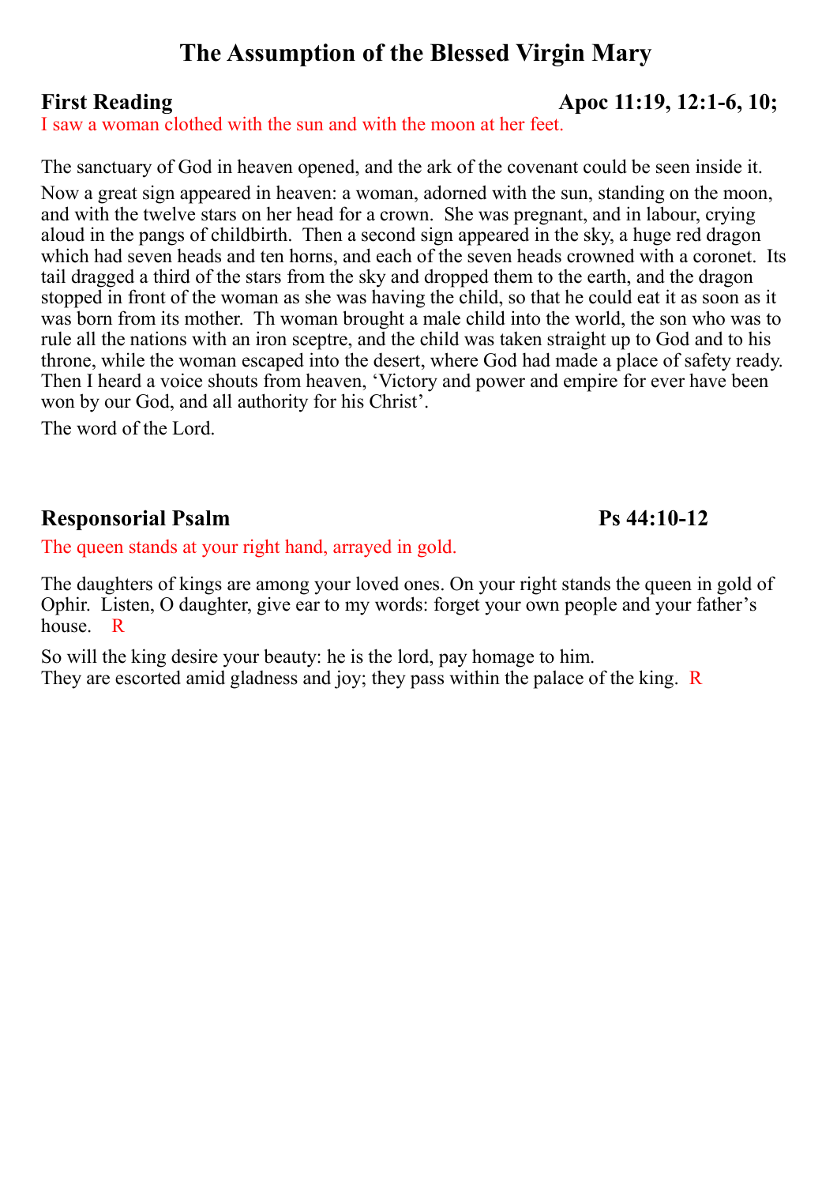# The Assumption of the Blessed Virgin Mary

**First Reading** **Apoc 11:19, 12:1-6, 10;**

I saw a woman clothed with the sun and with the moon at her feet.

The sanctuary of God in heaven opened, and the ark of the covenant could be seen inside it.

Now a great sign appeared in heaven: a woman, adorned with the sun, standing on the moon, and with the twelve stars on her head for a crown. She was pregnant, and in labour, crying aloud in the pangs of childbirth. Then a second sign appeared in the sky, a huge red dragon which had seven heads and ten horns, and each of the seven heads crowned with a coronet. Its tail dragged a third of the stars from the sky and dropped them to the earth, and the dragon stopped in front of the woman as she was having the child, so that he could eat it as soon as it was born from its mother. Th woman brought a male child into the world, the son who was to rule all the nations with an iron sceptre, and the child was taken straight up to God and to his throne, while the woman escaped into the desert, where God had made a place of safety ready. Then I heard a voice shouts from heaven, 'Victory and power and empire for ever have been won by our God, and all authority for his Christ'.

The word of the Lord.

**Responsorial Psalm** **Ps 44:10-12**

The queen stands at your right hand, arrayed in gold.

The daughters of kings are among your loved ones. On your right stands the queen in gold of Ophir. Listen, O daughter, give ear to my words: forget your own people and your father's house. R

So will the king desire your beauty: he is the lord, pay homage to him.
They are escorted amid gladness and joy; they pass within the palace of the king. R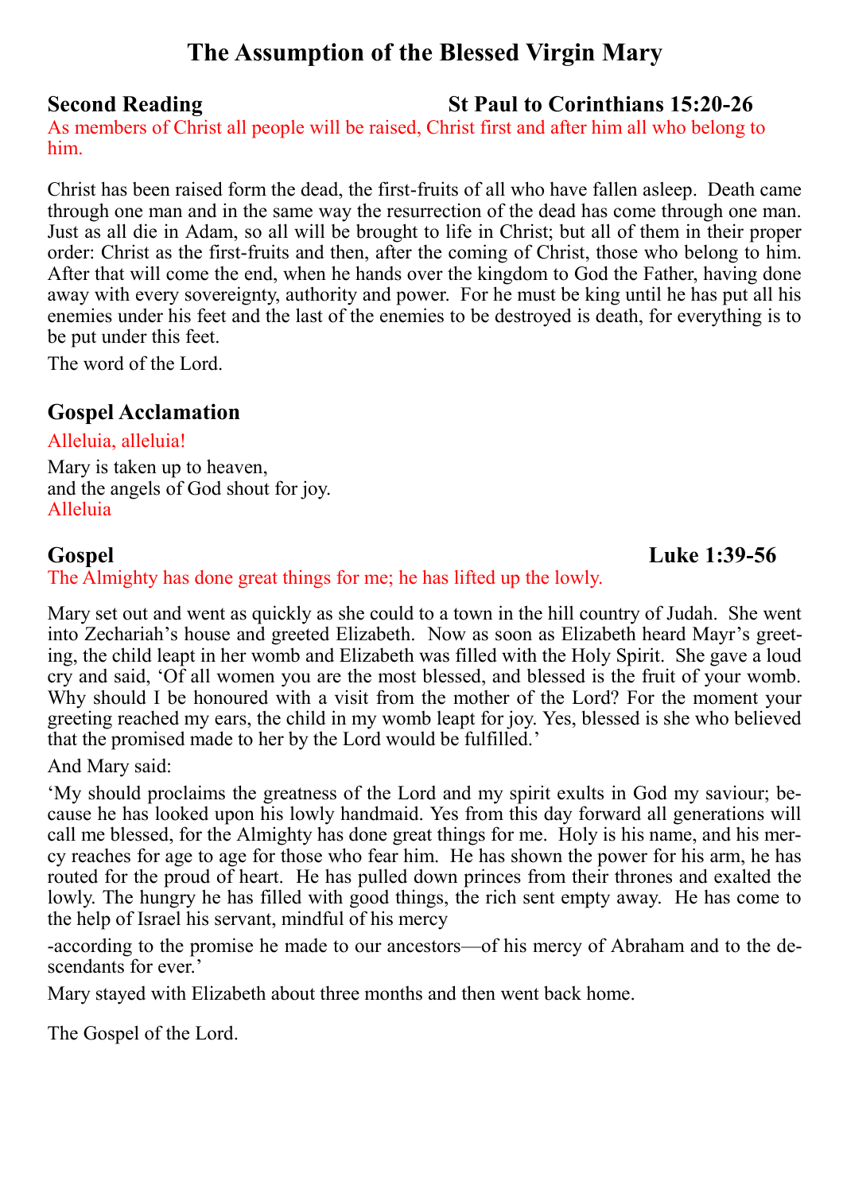# The Assumption of the Blessed Virgin Mary

## Second Reading — St Paul to Corinthians 15:20-26

As members of Christ all people will be raised, Christ first and after him all who belong to him.

Christ has been raised form the dead, the first-fruits of all who have fallen asleep. Death came through one man and in the same way the resurrection of the dead has come through one man. Just as all die in Adam, so all will be brought to life in Christ; but all of them in their proper order: Christ as the first-fruits and then, after the coming of Christ, those who belong to him. After that will come the end, when he hands over the kingdom to God the Father, having done away with every sovereignty, authority and power. For he must be king until he has put all his enemies under his feet and the last of the enemies to be destroyed is death, for everything is to be put under this feet.

The word of the Lord.

## Gospel Acclamation

Alleluia, alleluia!

Mary is taken up to heaven,
and the angels of God shout for joy.
Alleluia

## Gospel — Luke 1:39-56

The Almighty has done great things for me; he has lifted up the lowly.

Mary set out and went as quickly as she could to a town in the hill country of Judah. She went into Zechariah's house and greeted Elizabeth. Now as soon as Elizabeth heard Mayr's greeting, the child leapt in her womb and Elizabeth was filled with the Holy Spirit. She gave a loud cry and said, 'Of all women you are the most blessed, and blessed is the fruit of your womb. Why should I be honoured with a visit from the mother of the Lord? For the moment your greeting reached my ears, the child in my womb leapt for joy. Yes, blessed is she who believed that the promised made to her by the Lord would be fulfilled.'

And Mary said:

'My should proclaims the greatness of the Lord and my spirit exults in God my saviour; because he has looked upon his lowly handmaid. Yes from this day forward all generations will call me blessed, for the Almighty has done great things for me. Holy is his name, and his mercy reaches for age to age for those who fear him. He has shown the power for his arm, he has routed for the proud of heart. He has pulled down princes from their thrones and exalted the lowly. The hungry he has filled with good things, the rich sent empty away. He has come to the help of Israel his servant, mindful of his mercy

-according to the promise he made to our ancestors—of his mercy of Abraham and to the descendants for ever.'

Mary stayed with Elizabeth about three months and then went back home.

The Gospel of the Lord.